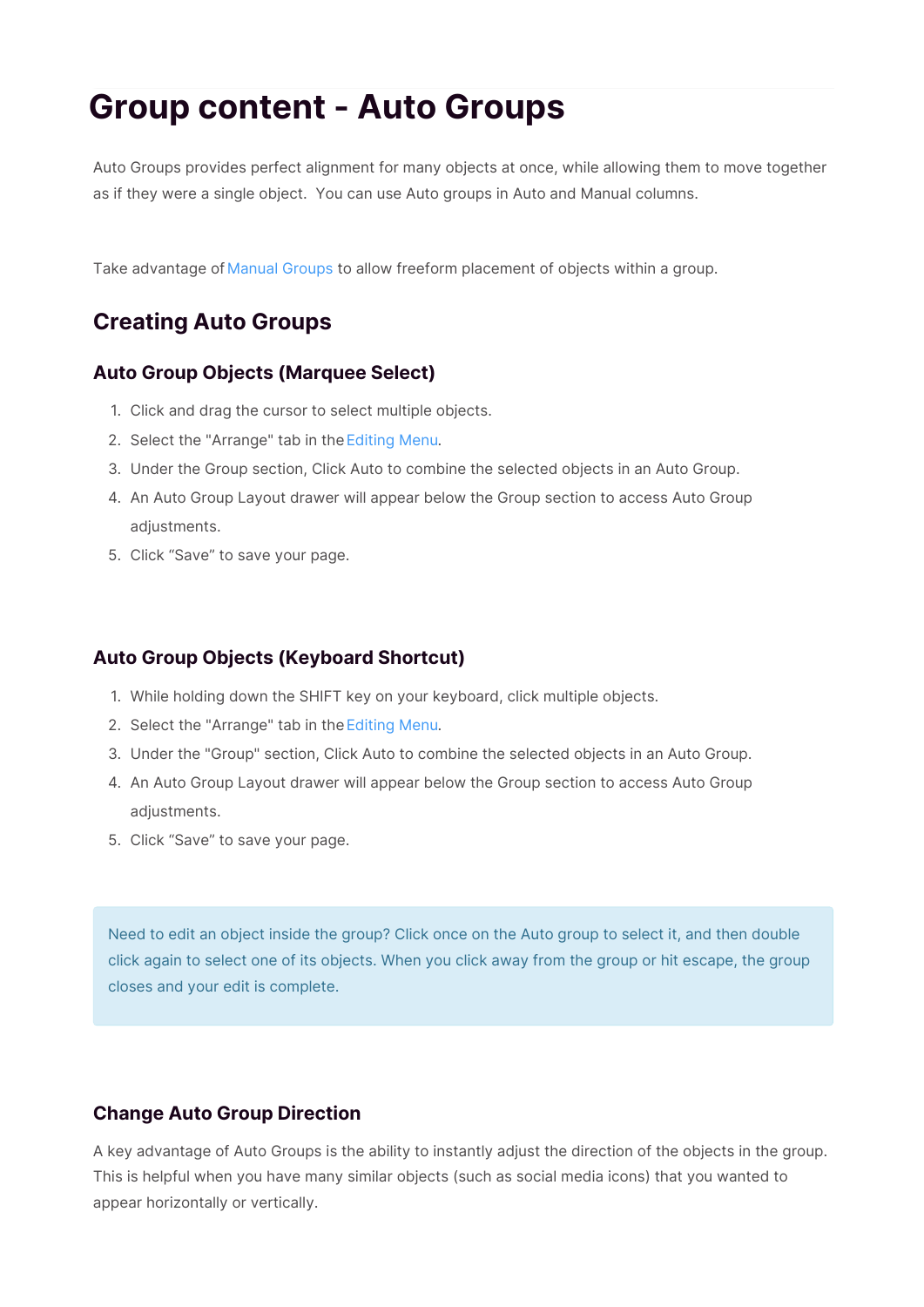# Group content - Auto Groups

Auto Groups provides perfect alignment for many objects at once, while allowing them to move together as if they were a single object.  You can use Auto groups in Auto and Manual columns.

Take advantage of Manual Groups to allow freeform placement of objects within a group.

## Creating Auto Groups

### Auto Group Objects (Marquee Select)

1. Click and drag the cursor to select multiple objects.
2. Select the "Arrange" tab in the Editing Menu.
3. Under the Group section, Click Auto to combine the selected objects in an Auto Group.
4. An Auto Group Layout drawer will appear below the Group section to access Auto Group adjustments.
5. Click “Save” to save your page.

### Auto Group Objects (Keyboard Shortcut)

1. While holding down the SHIFT key on your keyboard, click multiple objects.
2. Select the "Arrange" tab in the Editing Menu.
3. Under the "Group" section, Click Auto to combine the selected objects in an Auto Group.
4. An Auto Group Layout drawer will appear below the Group section to access Auto Group adjustments.
5. Click “Save” to save your page.

> Need to edit an object inside the group? Click once on the Auto group to select it, and then double click again to select one of its objects. When you click away from the group or hit escape, the group closes and your edit is complete.

### Change Auto Group Direction

A key advantage of Auto Groups is the ability to instantly adjust the direction of the objects in the group. This is helpful when you have many similar objects (such as social media icons) that you wanted to appear horizontally or vertically.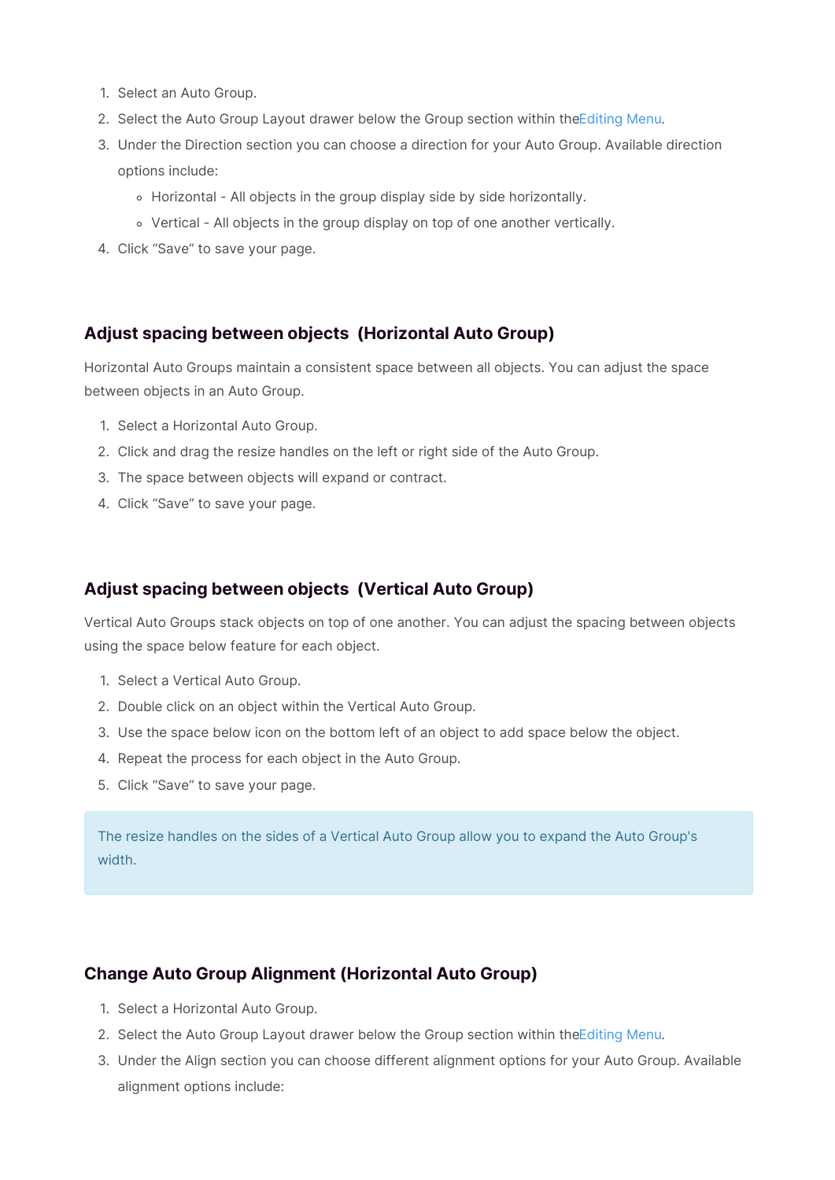1. Select an Auto Group.
2. Select the Auto Group Layout drawer below the Group section within theEditing Menu.
3. Under the Direction section you can choose a direction for your Auto Group. Available direction options include:
   - Horizontal - All objects in the group display side by side horizontally.
   - Vertical - All objects in the group display on top of one another vertically.
4. Click "Save" to save your page.

## Adjust spacing between objects (Horizontal Auto Group)

Horizontal Auto Groups maintain a consistent space between all objects. You can adjust the space between objects in an Auto Group.

1. Select a Horizontal Auto Group.
2. Click and drag the resize handles on the left or right side of the Auto Group.
3. The space between objects will expand or contract.
4. Click "Save" to save your page.

## Adjust spacing between objects (Vertical Auto Group)

Vertical Auto Groups stack objects on top of one another. You can adjust the spacing between objects using the space below feature for each object.

1. Select a Vertical Auto Group.
2. Double click on an object within the Vertical Auto Group.
3. Use the space below icon on the bottom left of an object to add space below the object.
4. Repeat the process for each object in the Auto Group.
5. Click "Save" to save your page.

> The resize handles on the sides of a Vertical Auto Group allow you to expand the Auto Group's width.

## Change Auto Group Alignment (Horizontal Auto Group)

1. Select a Horizontal Auto Group.
2. Select the Auto Group Layout drawer below the Group section within theEditing Menu.
3. Under the Align section you can choose different alignment options for your Auto Group. Available alignment options include: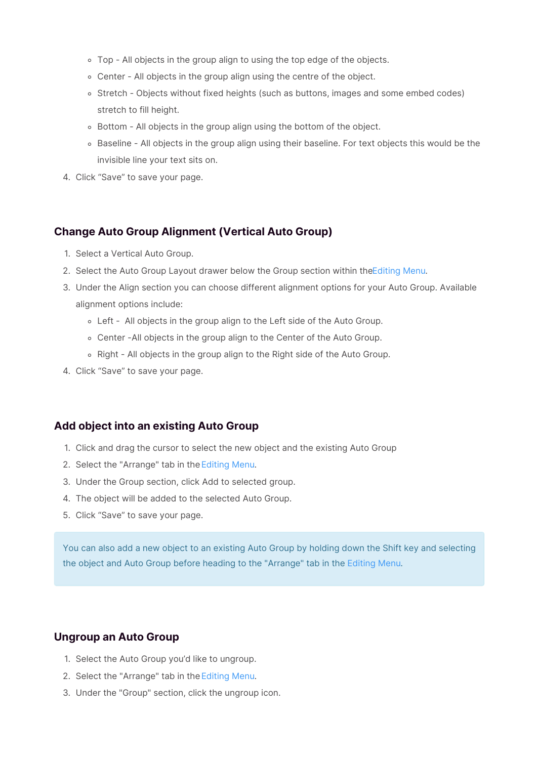- Top - All objects in the group align to using the top edge of the objects.
    - Center - All objects in the group align using the centre of the object.
    - Stretch - Objects without fixed heights (such as buttons, images and some embed codes) stretch to fill height.
    - Bottom - All objects in the group align using the bottom of the object.
    - Baseline - All objects in the group align using their baseline. For text objects this would be the invisible line your text sits on.
4. Click “Save” to save your page.

## Change Auto Group Alignment (Vertical Auto Group)

1. Select a Vertical Auto Group.
2. Select the Auto Group Layout drawer below the Group section within theEditing Menu.
3. Under the Align section you can choose different alignment options for your Auto Group. Available alignment options include:
    - Left - All objects in the group align to the Left side of the Auto Group.
    - Center -All objects in the group align to the Center of the Auto Group.
    - Right - All objects in the group align to the Right side of the Auto Group.
4. Click “Save” to save your page.

## Add object into an existing Auto Group

1. Click and drag the cursor to select the new object and the existing Auto Group
2. Select the "Arrange" tab in the Editing Menu.
3. Under the Group section, click Add to selected group.
4. The object will be added to the selected Auto Group.
5. Click “Save” to save your page.

> You can also add a new object to an existing Auto Group by holding down the Shift key and selecting the object and Auto Group before heading to the "Arrange" tab in the Editing Menu.

## Ungroup an Auto Group

1. Select the Auto Group you’d like to ungroup.
2. Select the "Arrange" tab in the Editing Menu.
3. Under the "Group" section, click the ungroup icon.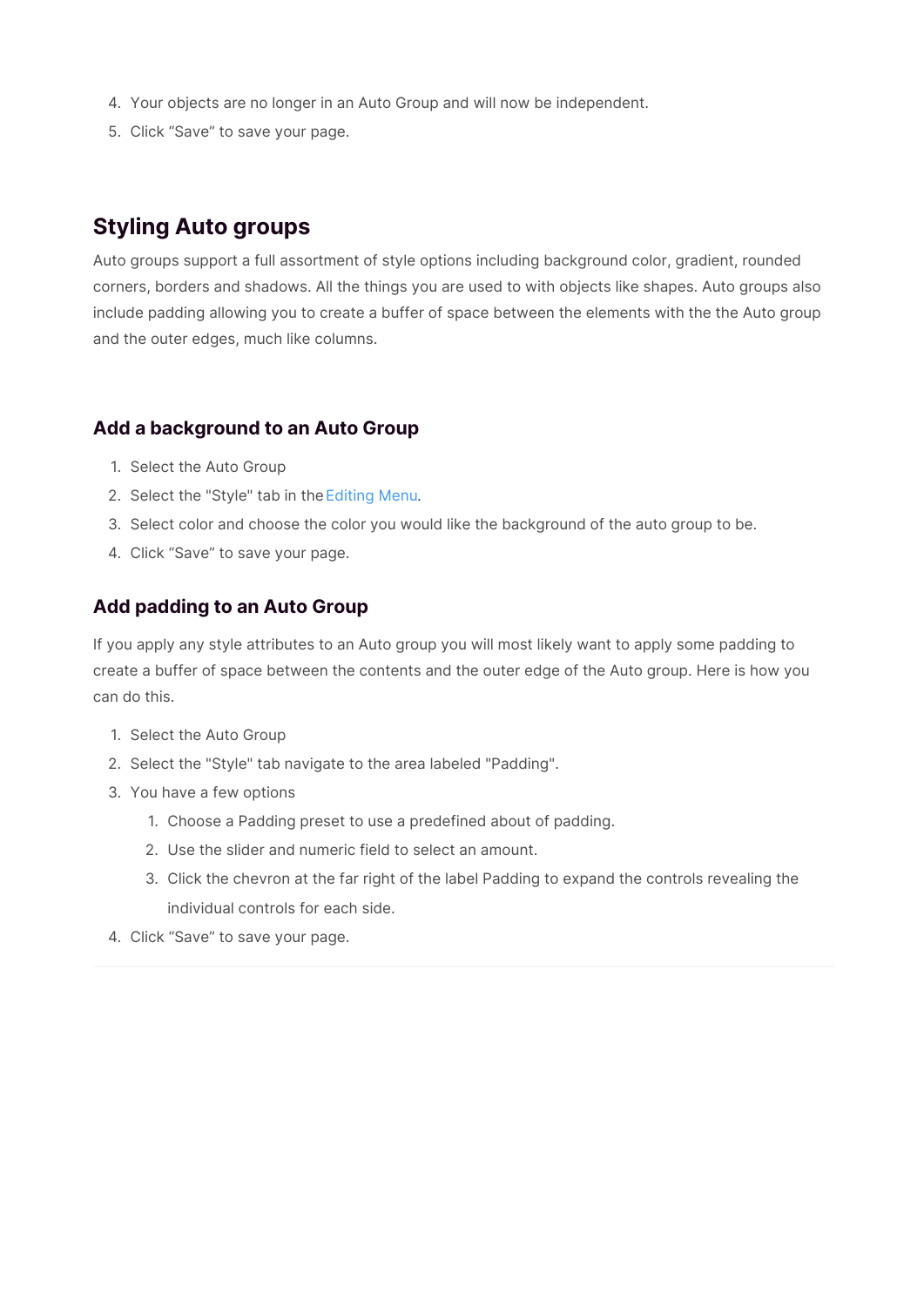4. Your objects are no longer in an Auto Group and will now be independent.
5. Click “Save” to save your page.

## Styling Auto groups

Auto groups support a full assortment of style options including background color, gradient, rounded corners, borders and shadows. All the things you are used to with objects like shapes. Auto groups also include padding allowing you to create a buffer of space between the elements with the the Auto group and the outer edges, much like columns.

### Add a background to an Auto Group

1. Select the Auto Group
2. Select the "Style" tab in the Editing Menu.
3. Select color and choose the color you would like the background of the auto group to be.
4. Click “Save” to save your page.

### Add padding to an Auto Group

If you apply any style attributes to an Auto group you will most likely want to apply some padding to create a buffer of space between the contents and the outer edge of the Auto group. Here is how you can do this.

1. Select the Auto Group
2. Select the "Style" tab navigate to the area labeled "Padding".
3. You have a few options
    1. Choose a Padding preset to use a predefined about of padding.
    2. Use the slider and numeric field to select an amount.
    3. Click the chevron at the far right of the label Padding to expand the controls revealing the individual controls for each side.
4. Click “Save” to save your page.